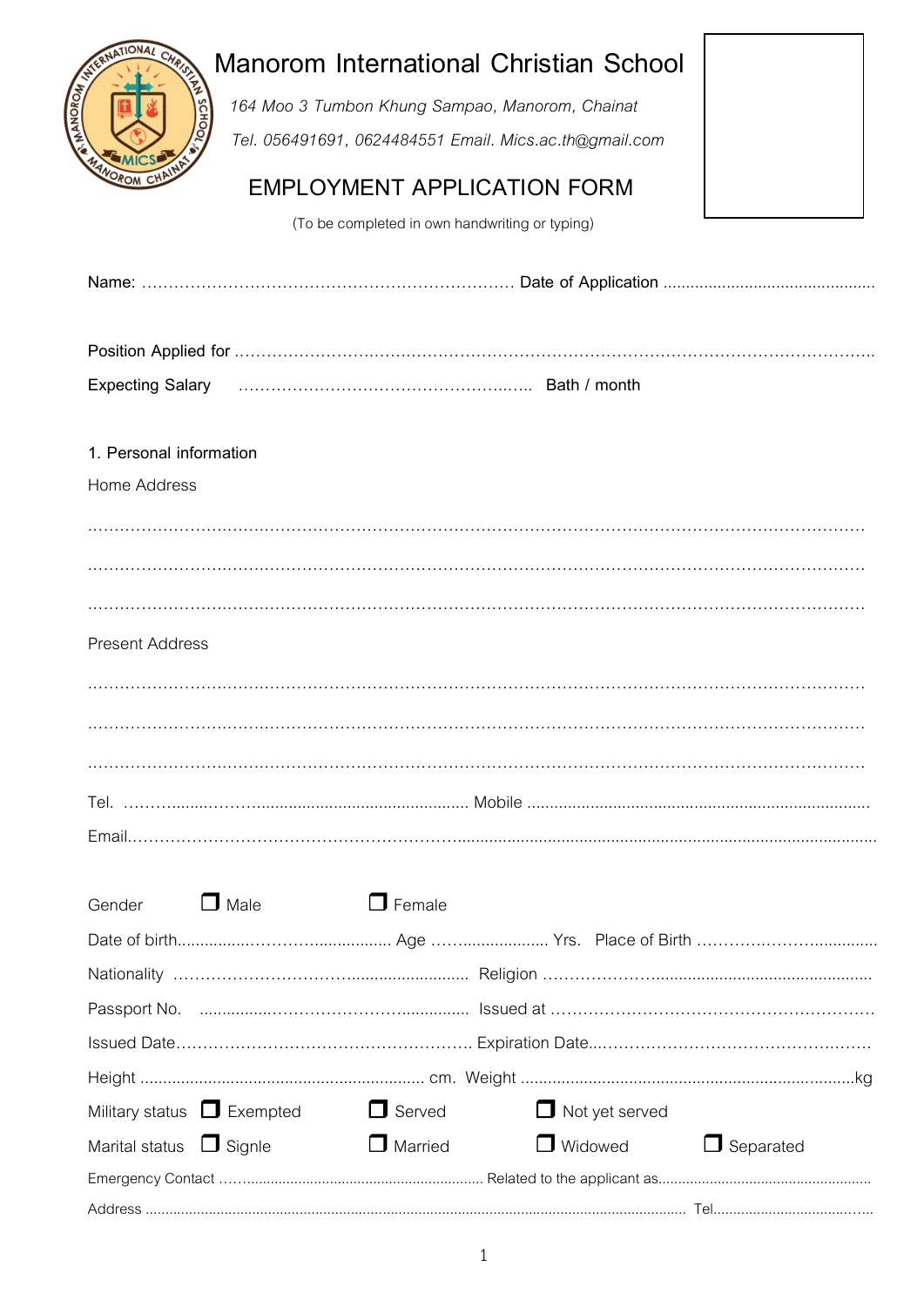# Manorom International Christian School

*164 Moo 3 Tumbon Khung Sampao, Manorom, Chainat*

*Tel. 056491691, 0624484551 Email. Mics.ac.th@gmail.com*

## EMPLOYMENT APPLICATION FORM

(To be completed in own handwriting or typing)

Name: ................................................................ Date of Application ...............................................

Position Applied for .........................................................................................................................

Expecting Salary ...................................................... Bath / month

### 1. Personal information

Home Address

........................................................................................................................................

........................................................................................................................................

........................................................................................................................................

Present Address

........................................................................................................................................

........................................................................................................................................

........................................................................................................................................

Tel. ............................................................. Mobile ..........................................................................

Email.......................................................................................................................................................

Gender ☐ Male ☐ Female

Date of birth....................................... Age ........................ Yrs. Place of Birth .................................

Nationality ............................................ Religion ..........................................................

Passport No. ............................................ Issued at ..........................................................

Issued Date.................................................... Expiration Date................................................

Height ................................................... cm. Weight ..................................................kg

Military status ☐ Exempted ☐ Served ☐ Not yet served

Marital status ☐ Signle ☐ Married ☐ Widowed ☐ Separated

Emergency Contact ............................................ Related to the applicant as............................................

Address ........................................................................................................ Tel......................................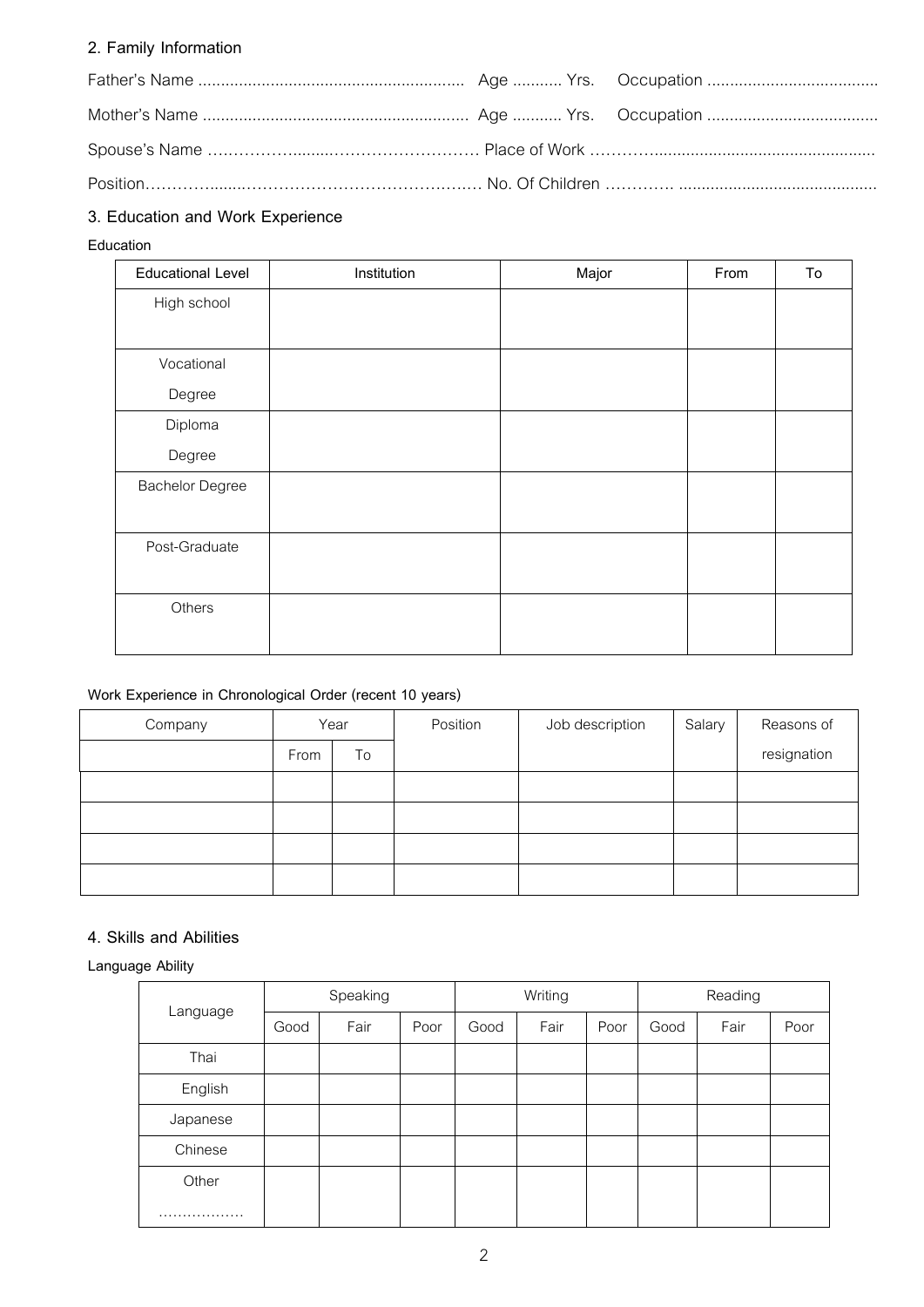## 2. Family Information

Father's Name .......................................................... Age ........... Yrs. Occupation .....................................

Mother's Name .......................................................... Age ........... Yrs. Occupation .....................................

Spouse's Name …..……………........……………………… Place of Work …………................................................

Position…………........……………………………….…… No. Of Children …………. ...........................................

## 3. Education and Work Experience

**Education**

| Educational Level | Institution | Major | From | To |
|---|---|---|---|---|
| High school | | | | |
| Vocational Degree | | | | |
| Diploma Degree | | | | |
| Bachelor Degree | | | | |
| Post-Graduate | | | | |
| Others | | | | |

**Work Experience in Chronological Order (recent 10 years)**

| Company | Year | | Position | Job description | Salary | Reasons of resignation |
|---|---|---|---|---|---|---|
| | From | To | | | | |
| | | | | | | |
| | | | | | | |
| | | | | | | |
| | | | | | | |

## 4. Skills and Abilities

**Language Ability**

| Language | Speaking | | | Writing | | | Reading | | |
|---|---|---|---|---|---|---|---|---|---|
| | Good | Fair | Poor | Good | Fair | Poor | Good | Fair | Poor |
| Thai | | | | | | | | | |
| English | | | | | | | | | |
| Japanese | | | | | | | | | |
| Chinese | | | | | | | | | |
| Other ……………… | | | | | | | | | |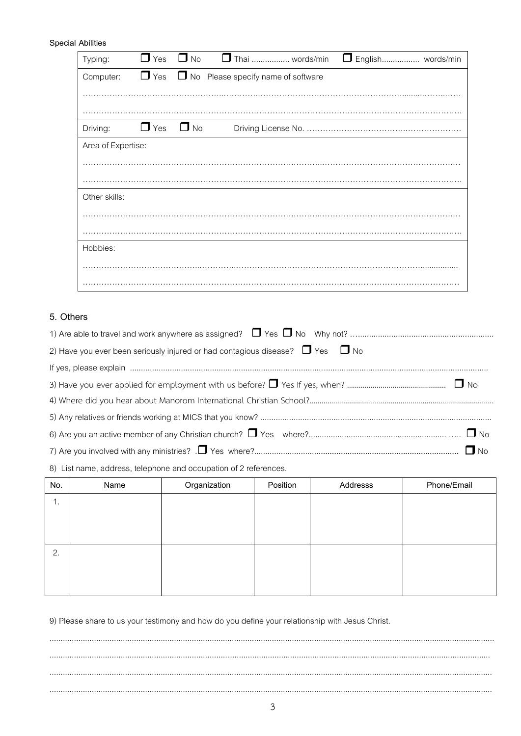**Special Abilities**

| | |
|---|---|
| Typing: ☐ Yes ☐ No | ☐ Thai ................. words/min ☐ English................. words/min |
| Computer: ☐ Yes ☐ No | Please specify name of software<br>..........................................................................................................................<br>.......................................................................................................................... |
| Driving: ☐ Yes ☐ No | Driving License No. ........................................................ |
| Area of Expertise: | ..........................................................................................................................<br>.......................................................................................................................... |
| Other skills: | ..........................................................................................................................<br>.......................................................................................................................... |
| Hobbies: | ..........................................................................................................................<br>.......................................................................................................................... |

## 5. Others

1) Are able to travel and work anywhere as assigned? ☐ Yes ☐ No Why not? ..............................................................

2) Have you ever been seriously injured or had contagious disease? ☐ Yes ☐ No

If yes, please explain ..............................................................................................................................................................

3) Have you ever applied for employment with us before? ☐ Yes If yes, when? ................................................ ☐ No

4) Where did you hear about Manorom International Christian School?..........................................................................................

5) Any relatives or friends working at MICS that you know? .......................................................................................................

6) Are you an active member of any Christian church? ☐ Yes where?.............................................................. ..... ☐ No

7) Are you involved with any ministries? .☐ Yes where?........................................................................................... ☐ No

8) List name, address, telephone and occupation of 2 references.

| No. | Name | Organization | Position | Addresss | Phone/Email |
|---|---|---|---|---|---|
| 1. | | | | | |
| 2. | | | | | |

9) Please share to us your testimony and how do you define your relationship with Jesus Christ.

..................................................................................................................................................................................................

..................................................................................................................................................................................................

..................................................................................................................................................................................................

..................................................................................................................................................................................................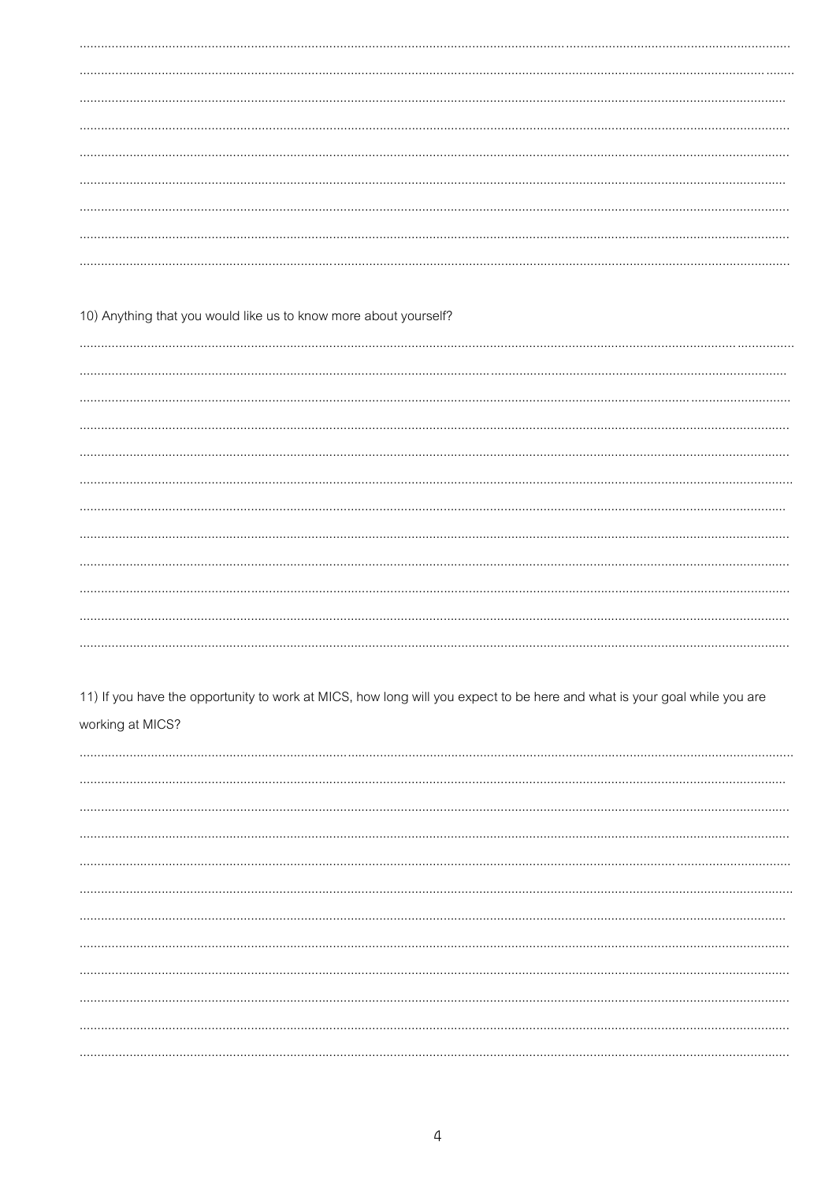10) Anything that you would like us to know more about yourself?

11) If you have the opportunity to work at MICS, how long will you expect to be here and what is your goal while you are working at MICS?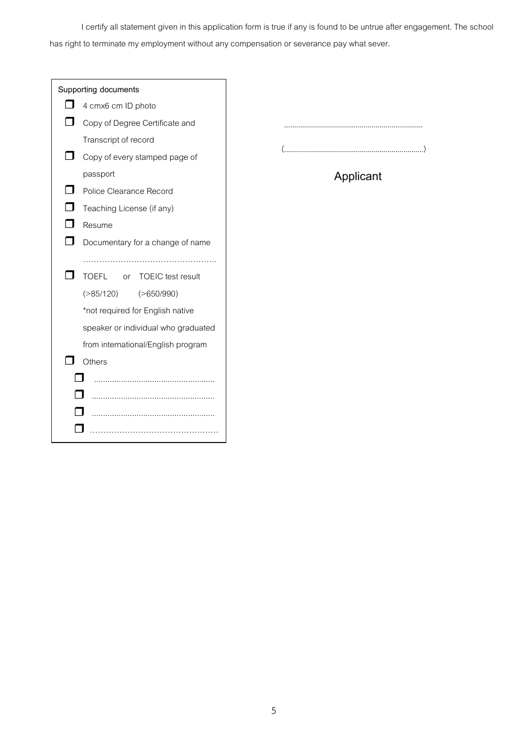I certify all statement given in this application form is true if any is found to be untrue after engagement. The school has right to terminate my employment without any compensation or severance pay what sever.

**Supporting documents**

- ☐ 4 cmx6 cm ID photo
- ☐ Copy of Degree Certificate and Transcript of record
- ☐ Copy of every stamped page of passport
- ☐ Police Clearance Record
- ☐ Teaching License (if any)
- ☐ Resume
- ☐ Documentary for a change of name ……………………………………………..
- ☐ TOEFL or TOEIC test result (>85/120) (>650/990)
  *not required for English native speaker or individual who graduated from international/English program
- ☐ Others
  - ☐ .....................................................
  - ☐ .....................................................
  - ☐ .....................................................
  - ☐ …………………………………………

....................................................................

(....................................................................)

Applicant